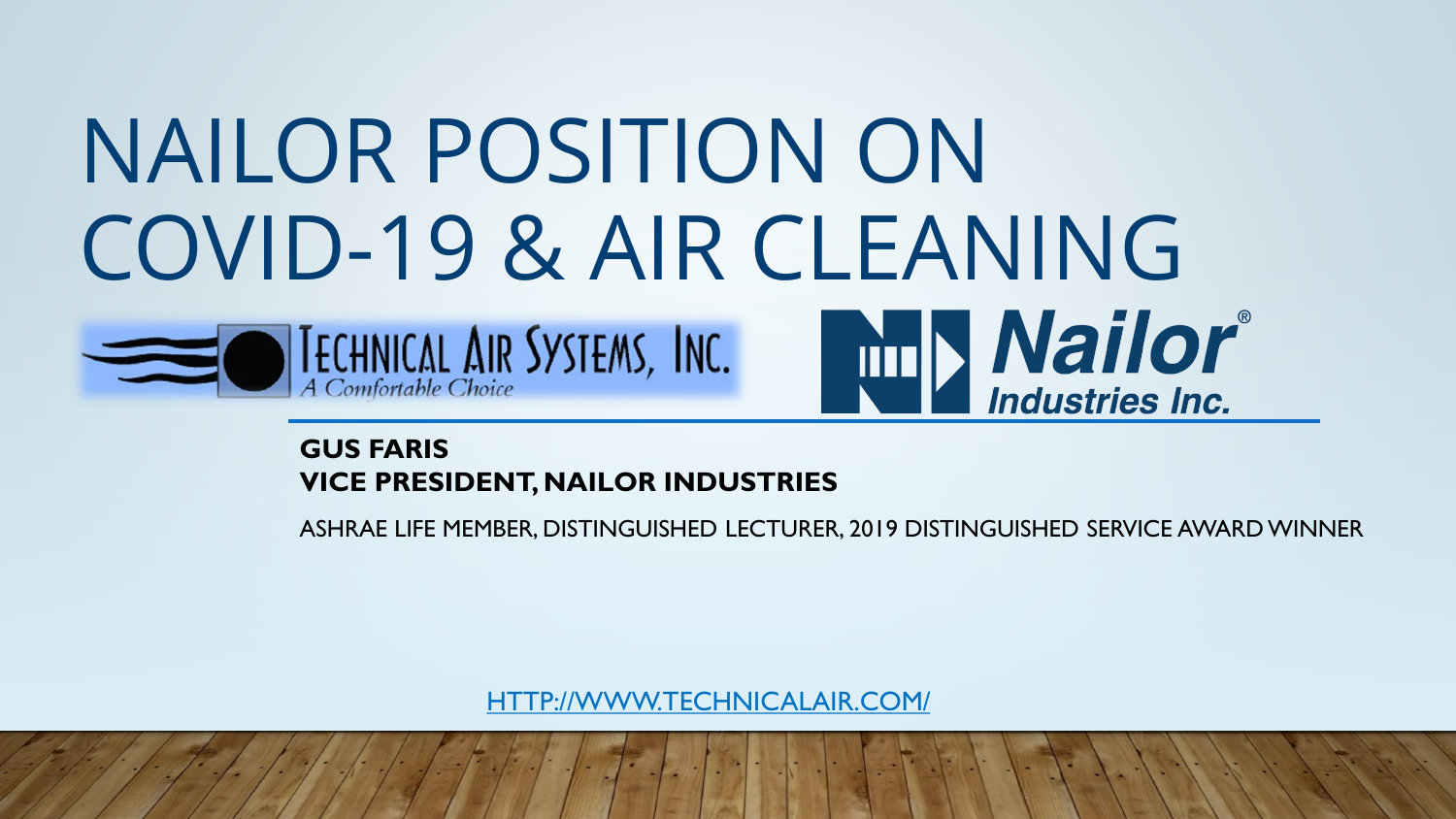# NAILOR POSITION ON COVID-19 & AIR CLEANING

TECHNICAL AIR SYSTEMS, INC.
*A Comfortable Choice*

Nailor® Industries Inc.

**GUS FARIS**
**VICE PRESIDENT, NAILOR INDUSTRIES**

ASHRAE LIFE MEMBER, DISTINGUISHED LECTURER, 2019 DISTINGUISHED SERVICE AWARD WINNER

HTTP://WWW.TECHNICALAIR.COM/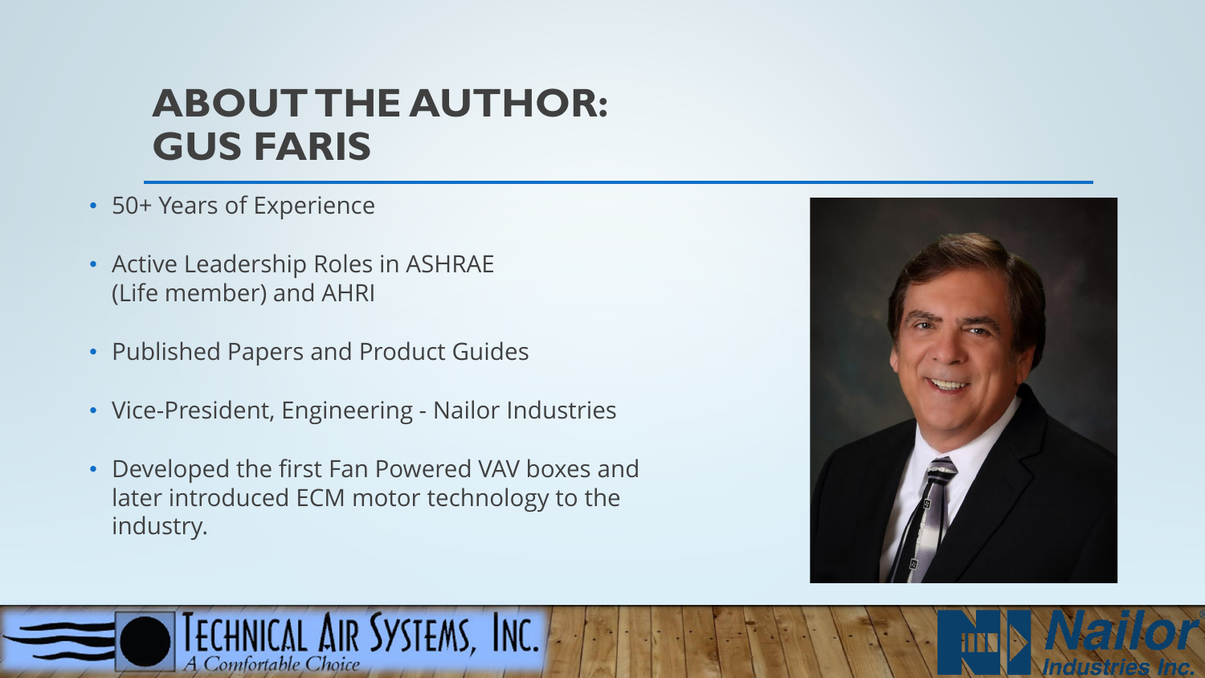# ABOUT THE AUTHOR: GUS FARIS

- 50+ Years of Experience
- Active Leadership Roles in ASHRAE (Life member) and AHRI
- Published Papers and Product Guides
- Vice-President, Engineering - Nailor Industries
- Developed the first Fan Powered VAV boxes and later introduced ECM motor technology to the industry.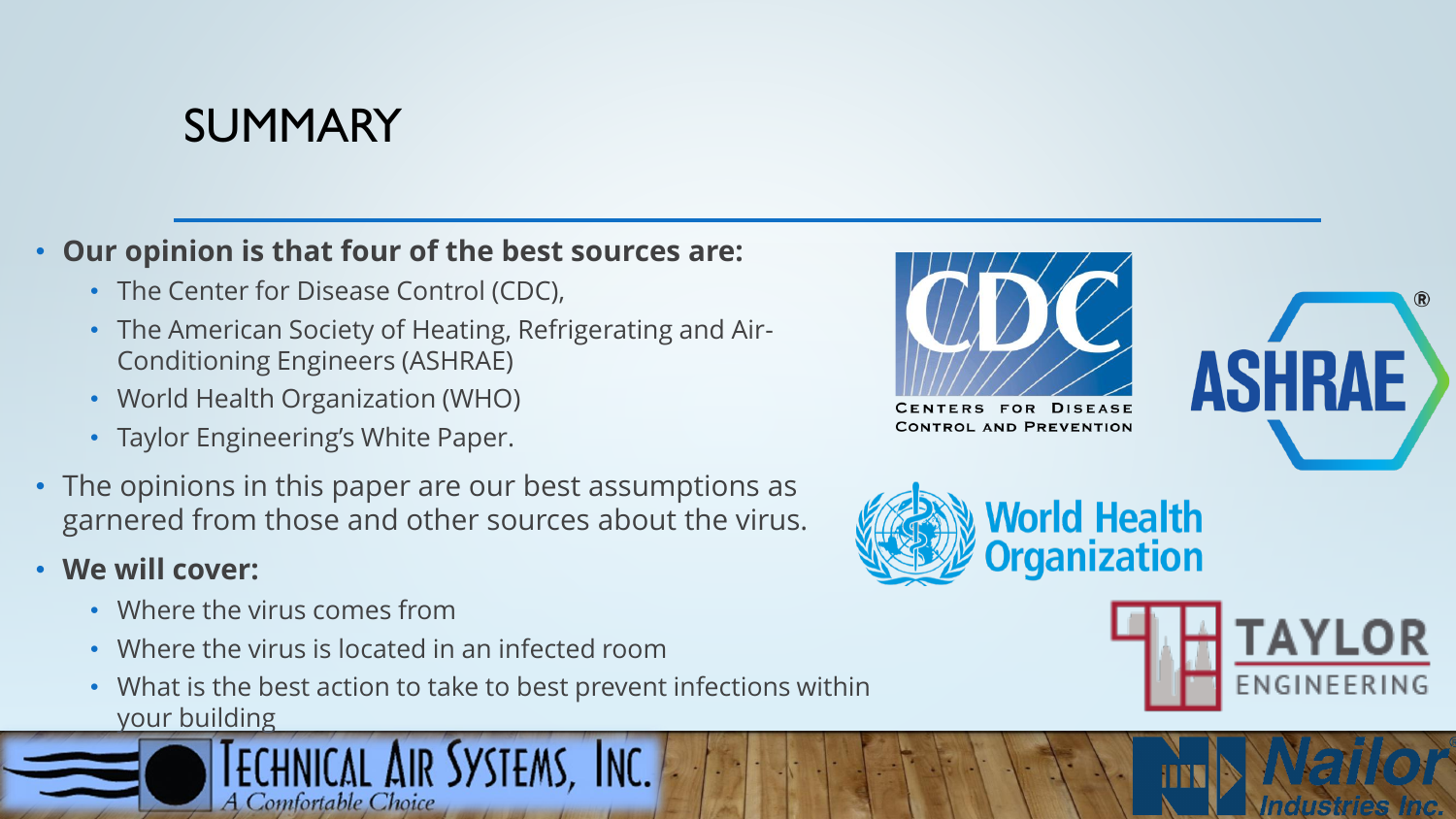# SUMMARY

- **Our opinion is that four of the best sources are:**
  - The Center for Disease Control (CDC),
  - The American Society of Heating, Refrigerating and Air-Conditioning Engineers (ASHRAE)
  - World Health Organization (WHO)
  - Taylor Engineering's White Paper.
- The opinions in this paper are our best assumptions as garnered from those and other sources about the virus.
- **We will cover:**
  - Where the virus comes from
  - Where the virus is located in an infected room
  - What is the best action to take to best prevent infections within your building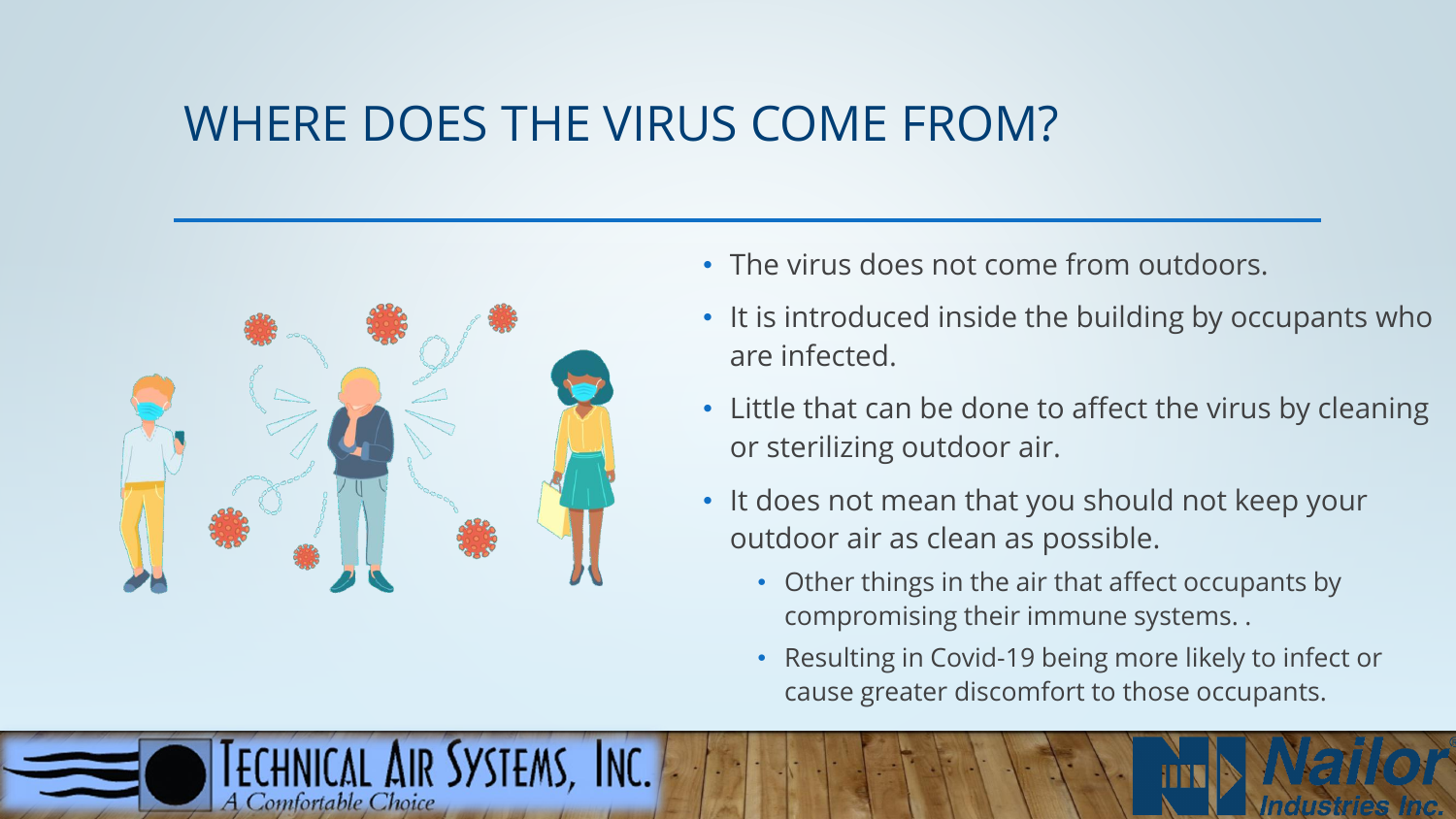# WHERE DOES THE VIRUS COME FROM?

- The virus does not come from outdoors.
- It is introduced inside the building by occupants who are infected.
- Little that can be done to affect the virus by cleaning or sterilizing outdoor air.
- It does not mean that you should not keep your outdoor air as clean as possible.
  - Other things in the air that affect occupants by compromising their immune systems. .
  - Resulting in Covid-19 being more likely to infect or cause greater discomfort to those occupants.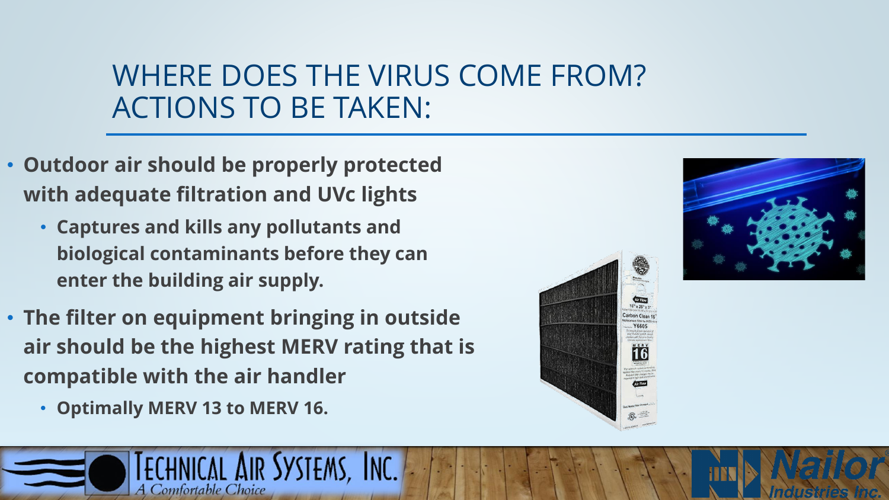# WHERE DOES THE VIRUS COME FROM? ACTIONS TO BE TAKEN:

- **Outdoor air should be properly protected with adequate filtration and UVc lights**
  - **Captures and kills any pollutants and biological contaminants before they can enter the building air supply.**
- **The filter on equipment bringing in outside air should be the highest MERV rating that is compatible with the air handler**
  - **Optimally MERV 13 to MERV 16.**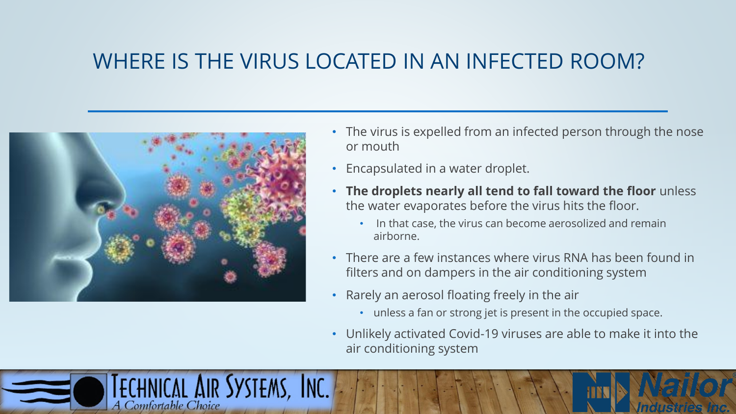# WHERE IS THE VIRUS LOCATED IN AN INFECTED ROOM?

- The virus is expelled from an infected person through the nose or mouth
- Encapsulated in a water droplet.
- **The droplets nearly all tend to fall toward the floor** unless the water evaporates before the virus hits the floor.
  - In that case, the virus can become aerosolized and remain airborne.
- There are a few instances where virus RNA has been found in filters and on dampers in the air conditioning system
- Rarely an aerosol floating freely in the air
  - unless a fan or strong jet is present in the occupied space.
- Unlikely activated Covid-19 viruses are able to make it into the air conditioning system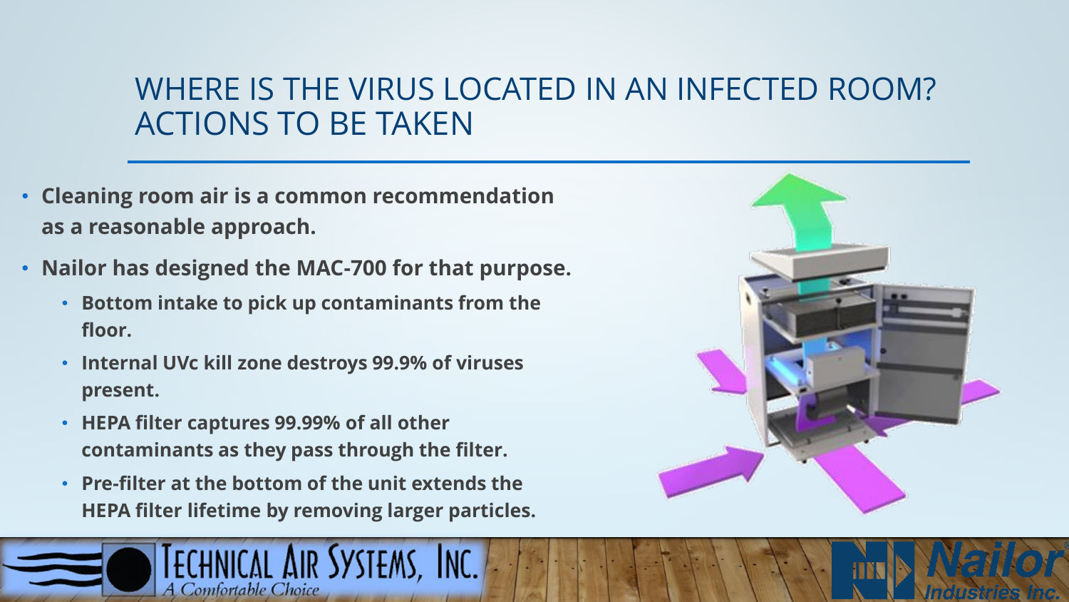# WHERE IS THE VIRUS LOCATED IN AN INFECTED ROOM? ACTIONS TO BE TAKEN

- **Cleaning room air is a common recommendation as a reasonable approach.**
- **Nailor has designed the MAC-700 for that purpose.**
  - **Bottom intake to pick up contaminants from the floor.**
  - **Internal UVc kill zone destroys 99.9% of viruses present.**
  - **HEPA filter captures 99.99% of all other contaminants as they pass through the filter.**
  - **Pre-filter at the bottom of the unit extends the HEPA filter lifetime by removing larger particles.**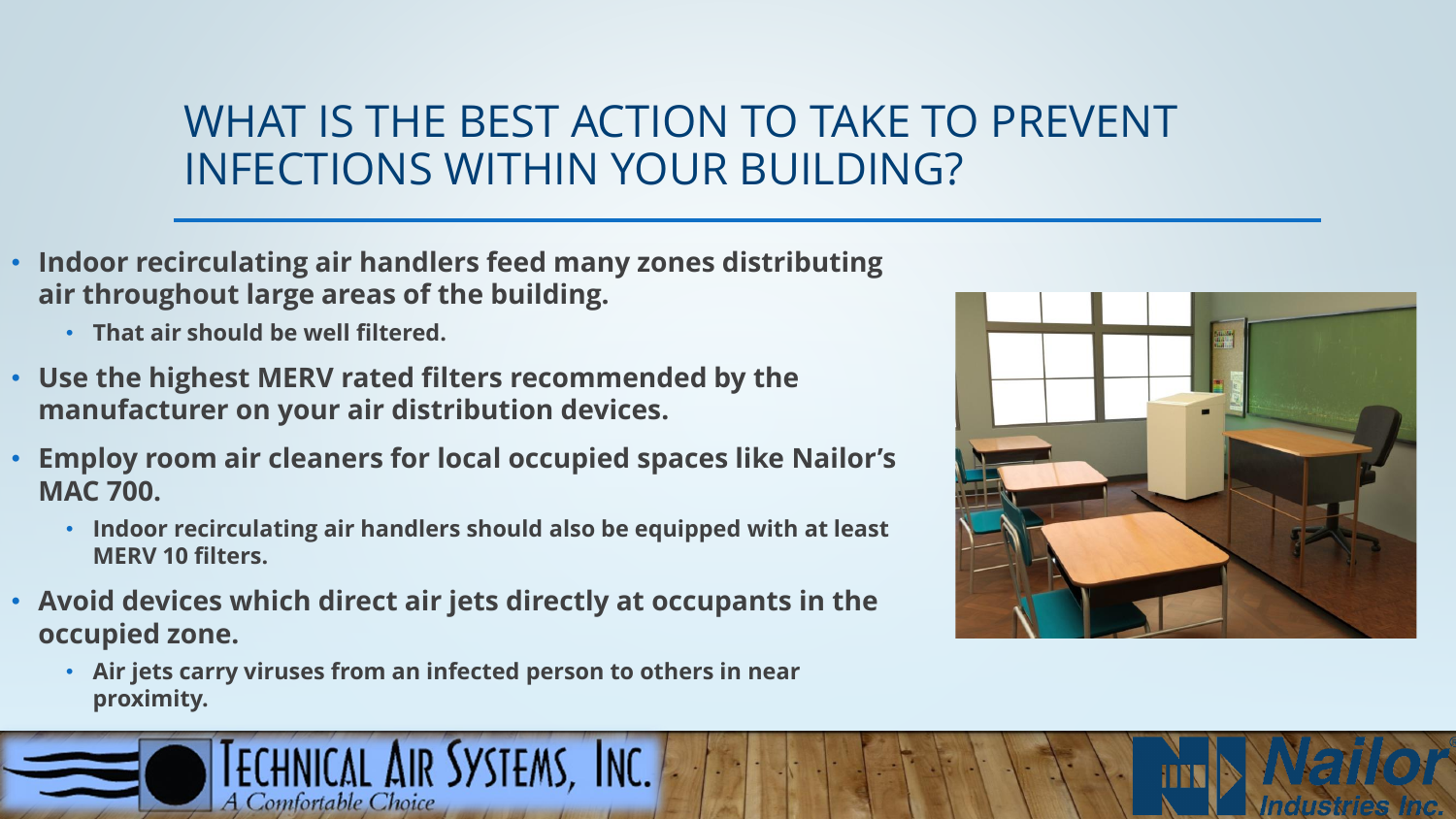# WHAT IS THE BEST ACTION TO TAKE TO PREVENT INFECTIONS WITHIN YOUR BUILDING?

- **Indoor recirculating air handlers feed many zones distributing air throughout large areas of the building.**
  - **That air should be well filtered.**
- **Use the highest MERV rated filters recommended by the manufacturer on your air distribution devices.**
- **Employ room air cleaners for local occupied spaces like Nailor's MAC 700.**
  - **Indoor recirculating air handlers should also be equipped with at least MERV 10 filters.**
- **Avoid devices which direct air jets directly at occupants in the occupied zone.**
  - **Air jets carry viruses from an infected person to others in near proximity.**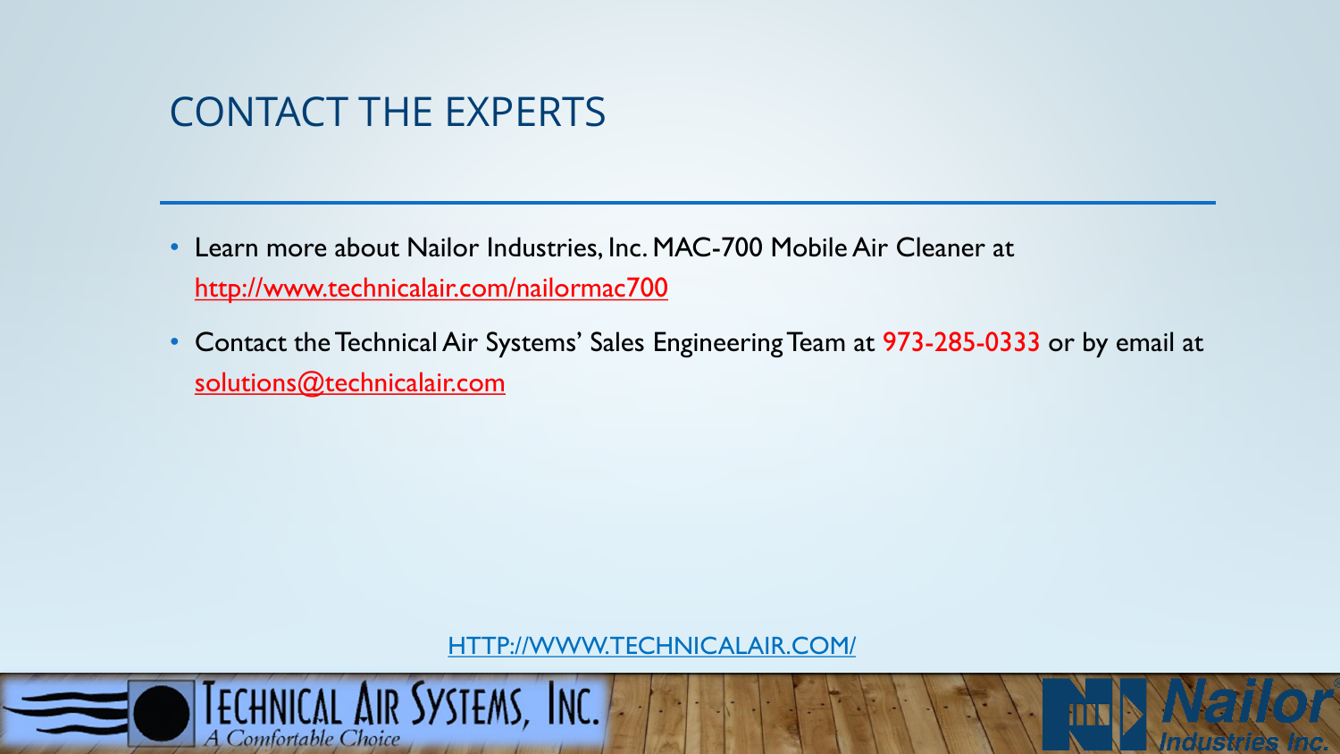# CONTACT THE EXPERTS

- Learn more about Nailor Industries, Inc. MAC-700 Mobile Air Cleaner at http://www.technicalair.com/nailormac700
- Contact the Technical Air Systems' Sales Engineering Team at 973-285-0333 or by email at solutions@technicalair.com

HTTP://WWW.TECHNICALAIR.COM/

TECHNICAL AIR SYSTEMS, INC.
A Comfortable Choice

Nailor Industries Inc.